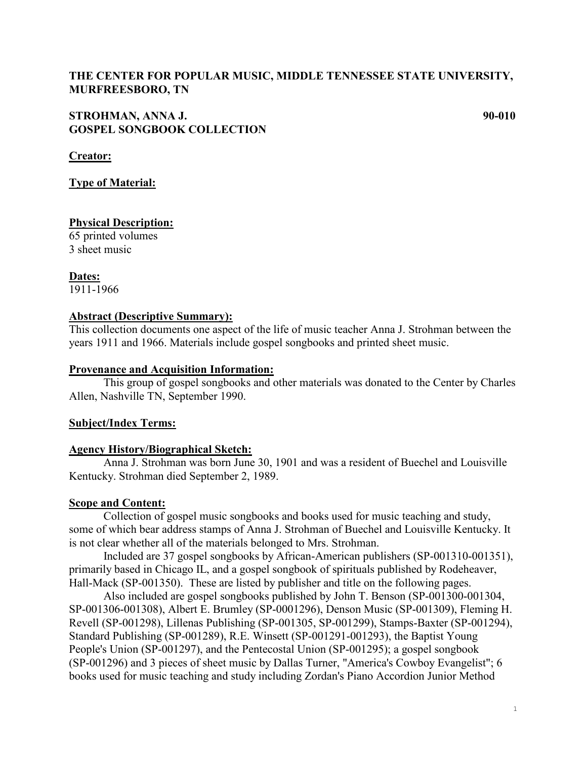**THE CENTER FOR POPULAR MUSIC, MIDDLE TENNESSEE STATE UNIVERSITY, MURFREESBORO, TN**

**STROHMAN, ANNA J. 90-010**
**GOSPEL SONGBOOK COLLECTION**

**Creator:**

**Type of Material:**

**Physical Description:**
65 printed volumes
3 sheet music

**Dates:**
1911-1966

**Abstract (Descriptive Summary):**
This collection documents one aspect of the life of music teacher Anna J. Strohman between the years 1911 and 1966. Materials include gospel songbooks and printed sheet music.

**Provenance and Acquisition Information:**
This group of gospel songbooks and other materials was donated to the Center by Charles Allen, Nashville TN, September 1990.

**Subject/Index Terms:**

**Agency History/Biographical Sketch:**
Anna J. Strohman was born June 30, 1901 and was a resident of Buechel and Louisville Kentucky. Strohman died September 2, 1989.

**Scope and Content:**
Collection of gospel music songbooks and books used for music teaching and study, some of which bear address stamps of Anna J. Strohman of Buechel and Louisville Kentucky. It is not clear whether all of the materials belonged to Mrs. Strohman.

Included are 37 gospel songbooks by African-American publishers (SP-001310-001351), primarily based in Chicago IL, and a gospel songbook of spirituals published by Rodeheaver, Hall-Mack (SP-001350). These are listed by publisher and title on the following pages.

Also included are gospel songbooks published by John T. Benson (SP-001300-001304, SP-001306-001308), Albert E. Brumley (SP-0001296), Denson Music (SP-001309), Fleming H. Revell (SP-001298), Lillenas Publishing (SP-001305, SP-001299), Stamps-Baxter (SP-001294), Standard Publishing (SP-001289), R.E. Winsett (SP-001291-001293), the Baptist Young People's Union (SP-001297), and the Pentecostal Union (SP-001295); a gospel songbook (SP-001296) and 3 pieces of sheet music by Dallas Turner, "America's Cowboy Evangelist"; 6 books used for music teaching and study including Zordan's Piano Accordion Junior Method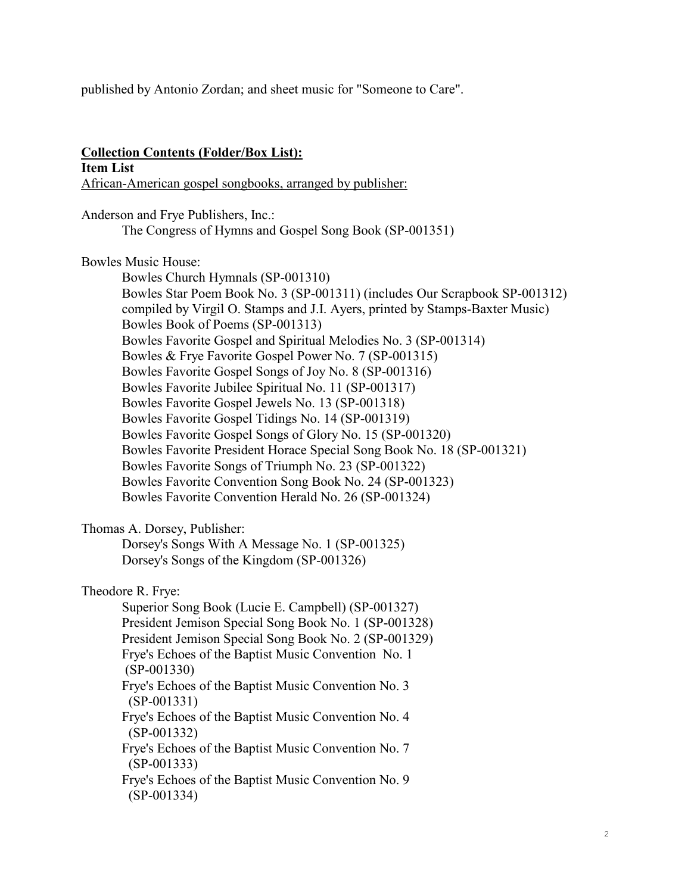published by Antonio Zordan; and sheet music for "Someone to Care".

**Collection Contents (Folder/Box List):**

**Item List**

African-American gospel songbooks, arranged by publisher:

Anderson and Frye Publishers, Inc.:

- The Congress of Hymns and Gospel Song Book (SP-001351)

Bowles Music House:

- Bowles Church Hymnals (SP-001310)
- Bowles Star Poem Book No. 3 (SP-001311) (includes Our Scrapbook SP-001312) compiled by Virgil O. Stamps and J.I. Ayers, printed by Stamps-Baxter Music)
- Bowles Book of Poems (SP-001313)
- Bowles Favorite Gospel and Spiritual Melodies No. 3 (SP-001314)
- Bowles & Frye Favorite Gospel Power No. 7 (SP-001315)
- Bowles Favorite Gospel Songs of Joy No. 8 (SP-001316)
- Bowles Favorite Jubilee Spiritual No. 11 (SP-001317)
- Bowles Favorite Gospel Jewels No. 13 (SP-001318)
- Bowles Favorite Gospel Tidings No. 14 (SP-001319)
- Bowles Favorite Gospel Songs of Glory No. 15 (SP-001320)
- Bowles Favorite President Horace Special Song Book No. 18 (SP-001321)
- Bowles Favorite Songs of Triumph No. 23 (SP-001322)
- Bowles Favorite Convention Song Book No. 24 (SP-001323)
- Bowles Favorite Convention Herald No. 26 (SP-001324)

Thomas A. Dorsey, Publisher:

- Dorsey's Songs With A Message No. 1 (SP-001325)
- Dorsey's Songs of the Kingdom (SP-001326)

Theodore R. Frye:

- Superior Song Book (Lucie E. Campbell) (SP-001327)
- President Jemison Special Song Book No. 1 (SP-001328)
- President Jemison Special Song Book No. 2 (SP-001329)
- Frye's Echoes of the Baptist Music Convention No. 1 (SP-001330)
- Frye's Echoes of the Baptist Music Convention No. 3 (SP-001331)
- Frye's Echoes of the Baptist Music Convention No. 4 (SP-001332)
- Frye's Echoes of the Baptist Music Convention No. 7 (SP-001333)
- Frye's Echoes of the Baptist Music Convention No. 9 (SP-001334)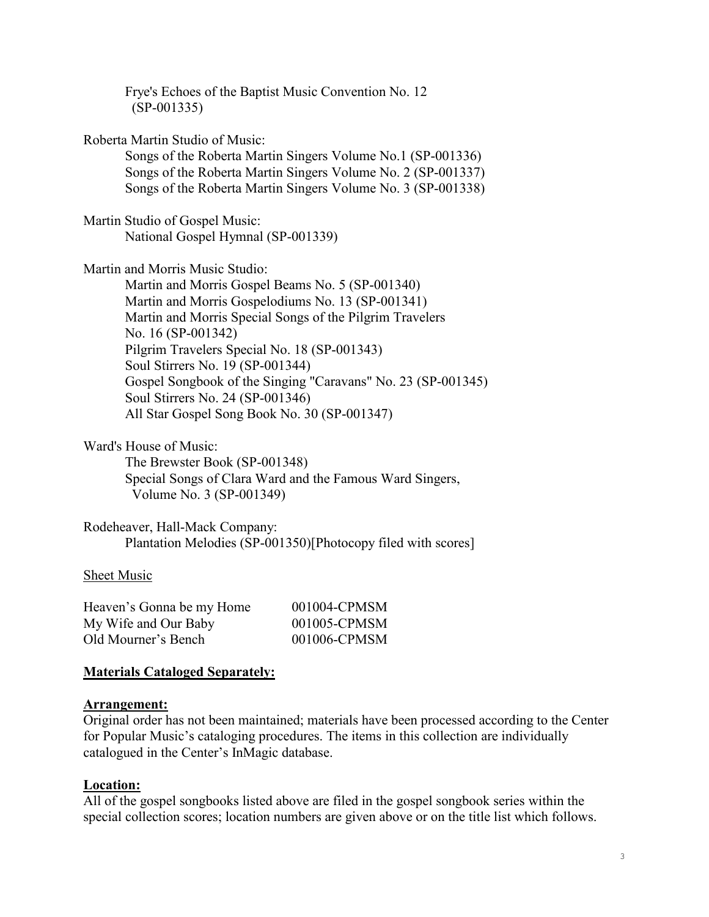Frye's Echoes of the Baptist Music Convention No. 12 (SP-001335)

Roberta Martin Studio of Music:

- Songs of the Roberta Martin Singers Volume No.1 (SP-001336)
- Songs of the Roberta Martin Singers Volume No. 2 (SP-001337)
- Songs of the Roberta Martin Singers Volume No. 3 (SP-001338)

Martin Studio of Gospel Music:

- National Gospel Hymnal (SP-001339)

Martin and Morris Music Studio:

- Martin and Morris Gospel Beams No. 5 (SP-001340)
- Martin and Morris Gospelodiums No. 13 (SP-001341)
- Martin and Morris Special Songs of the Pilgrim Travelers No. 16 (SP-001342)
- Pilgrim Travelers Special No. 18 (SP-001343)
- Soul Stirrers No. 19 (SP-001344)
- Gospel Songbook of the Singing "Caravans" No. 23 (SP-001345)
- Soul Stirrers No. 24 (SP-001346)
- All Star Gospel Song Book No. 30 (SP-001347)

Ward's House of Music:

- The Brewster Book (SP-001348)
- Special Songs of Clara Ward and the Famous Ward Singers, Volume No. 3 (SP-001349)

Rodeheaver, Hall-Mack Company:

- Plantation Melodies (SP-001350)[Photocopy filed with scores]

Sheet Music

| Heaven's Gonna be my Home | 001004-CPMSM |
|---|---|
| My Wife and Our Baby | 001005-CPMSM |
| Old Mourner's Bench | 001006-CPMSM |

**Materials Cataloged Separately:**

**Arrangement:**

Original order has not been maintained; materials have been processed according to the Center for Popular Music's cataloging procedures. The items in this collection are individually catalogued in the Center's InMagic database.

**Location:**

All of the gospel songbooks listed above are filed in the gospel songbook series within the special collection scores; location numbers are given above or on the title list which follows.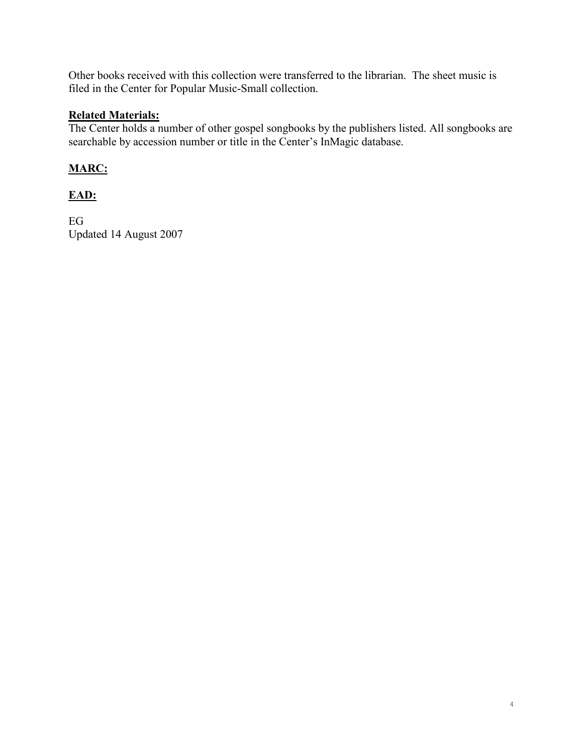Other books received with this collection were transferred to the librarian. The sheet music is filed in the Center for Popular Music-Small collection.

**Related Materials:**

The Center holds a number of other gospel songbooks by the publishers listed. All songbooks are searchable by accession number or title in the Center's InMagic database.

**MARC:**

**EAD:**

EG
Updated 14 August 2007